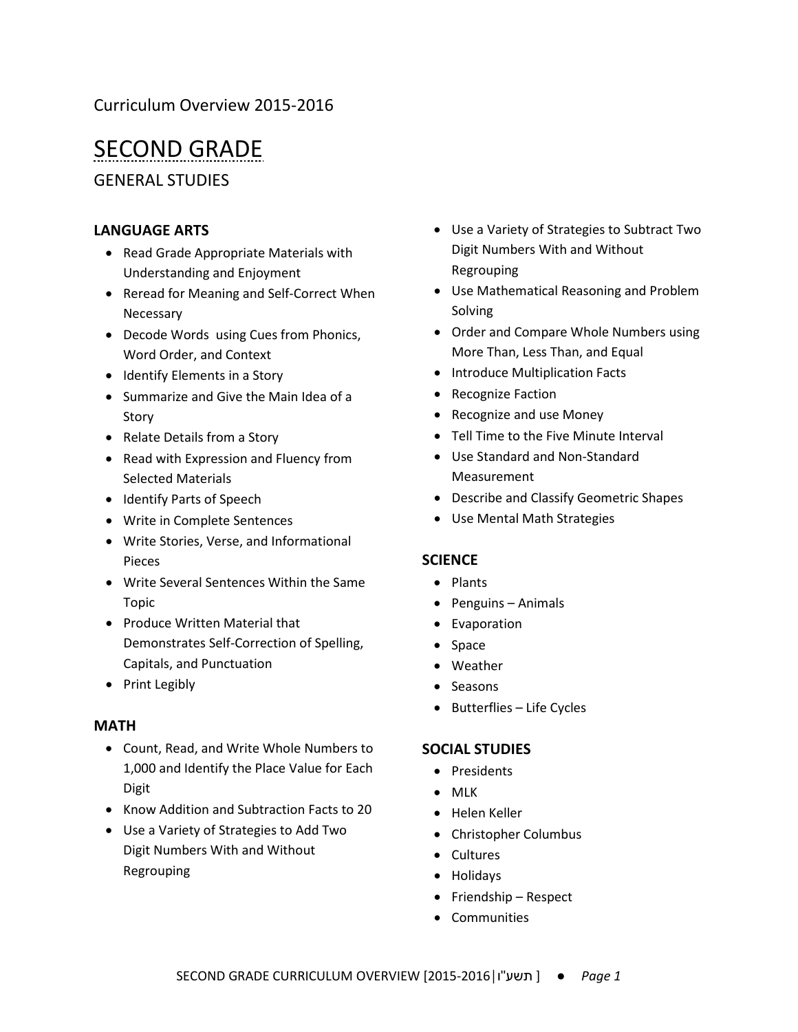Curriculum Overview 2015-2016

# SECOND GRADE

## GENERAL STUDIES

### LANGUAGE ARTS

- Read Grade Appropriate Materials with Understanding and Enjoyment
- Reread for Meaning and Self-Correct When Necessary
- Decode Words using Cues from Phonics, Word Order, and Context
- Identify Elements in a Story
- Summarize and Give the Main Idea of a Story
- Relate Details from a Story
- Read with Expression and Fluency from Selected Materials
- Identify Parts of Speech
- Write in Complete Sentences
- Write Stories, Verse, and Informational Pieces
- Write Several Sentences Within the Same Topic
- Produce Written Material that Demonstrates Self-Correction of Spelling, Capitals, and Punctuation
- Print Legibly

### MATH

- Count, Read, and Write Whole Numbers to 1,000 and Identify the Place Value for Each Digit
- Know Addition and Subtraction Facts to 20
- Use a Variety of Strategies to Add Two Digit Numbers With and Without Regrouping
- Use a Variety of Strategies to Subtract Two Digit Numbers With and Without Regrouping
- Use Mathematical Reasoning and Problem Solving
- Order and Compare Whole Numbers using More Than, Less Than, and Equal
- Introduce Multiplication Facts
- Recognize Faction
- Recognize and use Money
- Tell Time to the Five Minute Interval
- Use Standard and Non-Standard Measurement
- Describe and Classify Geometric Shapes
- Use Mental Math Strategies

### SCIENCE

- Plants
- Penguins – Animals
- Evaporation
- Space
- Weather
- Seasons
- Butterflies – Life Cycles

### SOCIAL STUDIES

- Presidents
- MLK
- Helen Keller
- Christopher Columbus
- Cultures
- Holidays
- Friendship – Respect
- Communities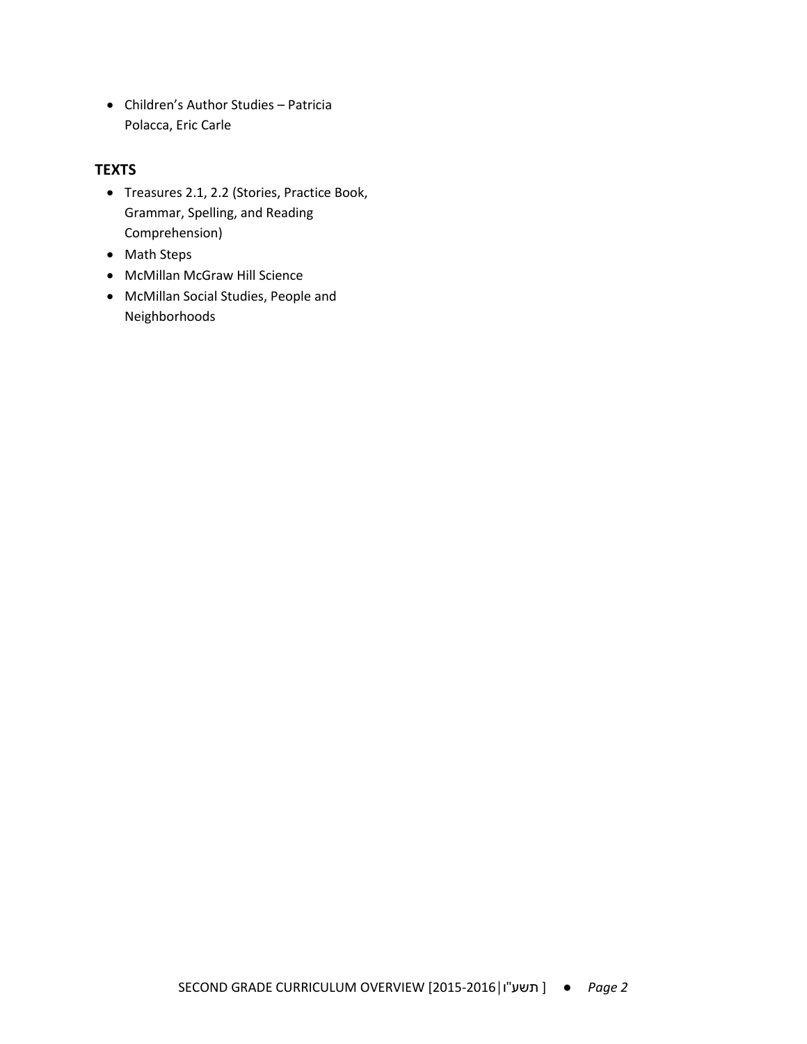- Children's Author Studies – Patricia Polacca, Eric Carle

## TEXTS

- Treasures 2.1, 2.2 (Stories, Practice Book, Grammar, Spelling, and Reading Comprehension)
- Math Steps
- McMillan McGraw Hill Science
- McMillan Social Studies, People and Neighborhoods